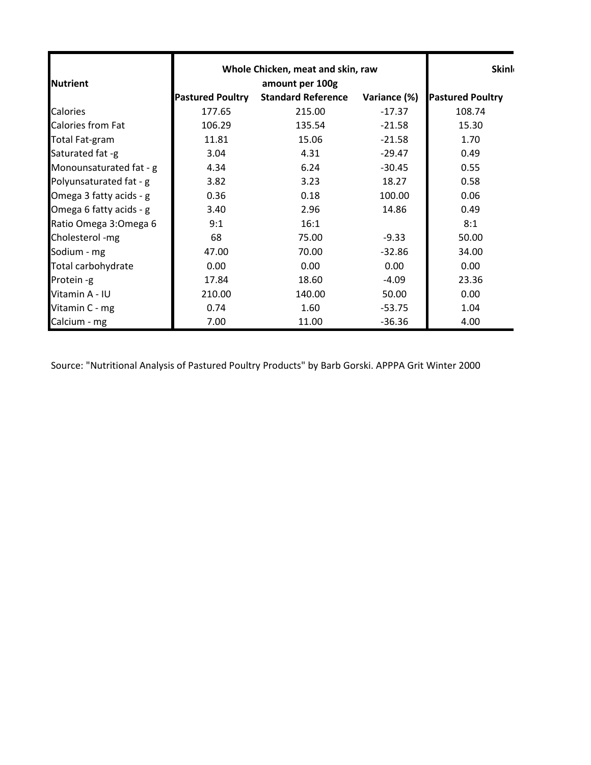| Nutrient | Whole Chicken, meat and skin, raw amount per 100g | | | Skinl |
|---|---|---|---|---|
| | Pastured Poultry | Standard Reference | Variance (%) | Pastured Poultry |
| Calories | 177.65 | 215.00 | -17.37 | 108.74 |
| Calories from Fat | 106.29 | 135.54 | -21.58 | 15.30 |
| Total Fat-gram | 11.81 | 15.06 | -21.58 | 1.70 |
| Saturated fat -g | 3.04 | 4.31 | -29.47 | 0.49 |
| Monounsaturated fat - g | 4.34 | 6.24 | -30.45 | 0.55 |
| Polyunsaturated fat - g | 3.82 | 3.23 | 18.27 | 0.58 |
| Omega 3 fatty acids - g | 0.36 | 0.18 | 100.00 | 0.06 |
| Omega 6 fatty acids - g | 3.40 | 2.96 | 14.86 | 0.49 |
| Ratio Omega 3:Omega 6 | 9:1 | 16:1 | | 8:1 |
| Cholesterol -mg | 68 | 75.00 | -9.33 | 50.00 |
| Sodium - mg | 47.00 | 70.00 | -32.86 | 34.00 |
| Total carbohydrate | 0.00 | 0.00 | 0.00 | 0.00 |
| Protein -g | 17.84 | 18.60 | -4.09 | 23.36 |
| Vitamin A - IU | 210.00 | 140.00 | 50.00 | 0.00 |
| Vitamin C - mg | 0.74 | 1.60 | -53.75 | 1.04 |
| Calcium - mg | 7.00 | 11.00 | -36.36 | 4.00 |

Source: "Nutritional Analysis of Pastured Poultry Products" by Barb Gorski. APPPA Grit Winter 2000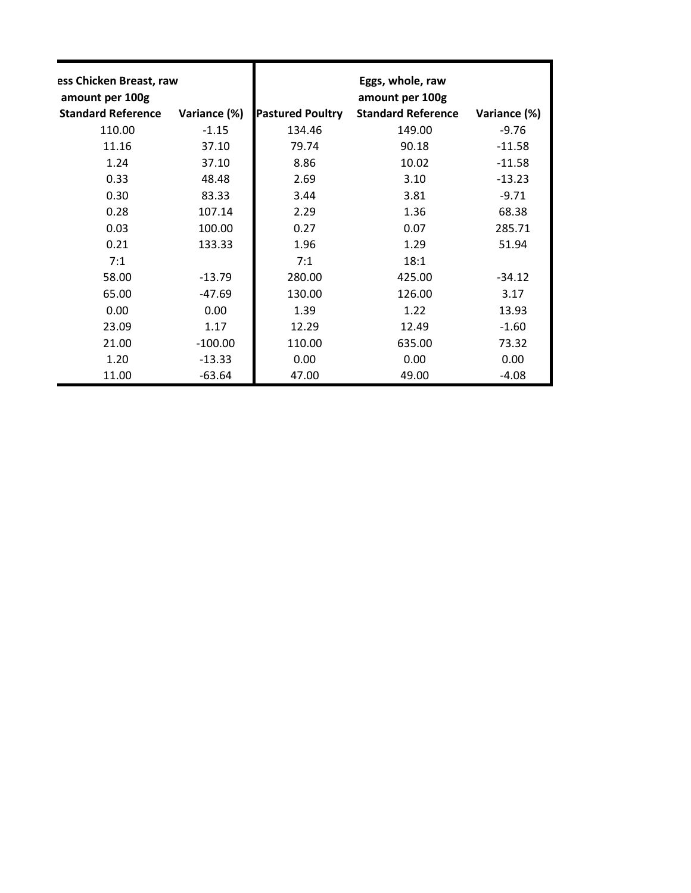| ess Chicken Breast, raw amount per 100g | | Eggs, whole, raw amount per 100g | | |
|---|---|---|---|---|
| Standard Reference | Variance (%) | Pastured Poultry | Standard Reference | Variance (%) |
| 110.00 | -1.15 | 134.46 | 149.00 | -9.76 |
| 11.16 | 37.10 | 79.74 | 90.18 | -11.58 |
| 1.24 | 37.10 | 8.86 | 10.02 | -11.58 |
| 0.33 | 48.48 | 2.69 | 3.10 | -13.23 |
| 0.30 | 83.33 | 3.44 | 3.81 | -9.71 |
| 0.28 | 107.14 | 2.29 | 1.36 | 68.38 |
| 0.03 | 100.00 | 0.27 | 0.07 | 285.71 |
| 0.21 | 133.33 | 1.96 | 1.29 | 51.94 |
| 7:1 | | 7:1 | 18:1 | |
| 58.00 | -13.79 | 280.00 | 425.00 | -34.12 |
| 65.00 | -47.69 | 130.00 | 126.00 | 3.17 |
| 0.00 | 0.00 | 1.39 | 1.22 | 13.93 |
| 23.09 | 1.17 | 12.29 | 12.49 | -1.60 |
| 21.00 | -100.00 | 110.00 | 635.00 | 73.32 |
| 1.20 | -13.33 | 0.00 | 0.00 | 0.00 |
| 11.00 | -63.64 | 47.00 | 49.00 | -4.08 |